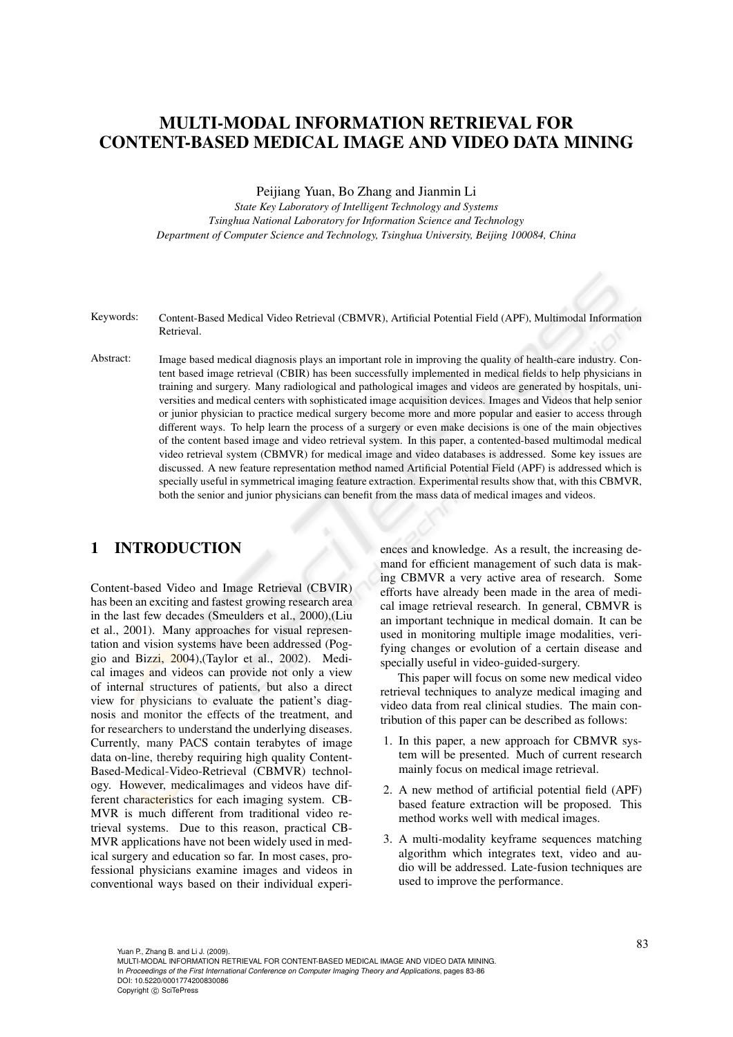# MULTI-MODAL INFORMATION RETRIEVAL FOR CONTENT-BASED MEDICAL IMAGE AND VIDEO DATA MINING

Peijiang Yuan, Bo Zhang and Jianmin Li

*State Key Laboratory of Intelligent Technology and Systems*
*Tsinghua National Laboratory for Information Science and Technology*
*Department of Computer Science and Technology, Tsinghua University, Beijing 100084, China*

Keywords: Content-Based Medical Video Retrieval (CBMVR), Artificial Potential Field (APF), Multimodal Information Retrieval.

Abstract: Image based medical diagnosis plays an important role in improving the quality of health-care industry. Content based image retrieval (CBIR) has been successfully implemented in medical fields to help physicians in training and surgery. Many radiological and pathological images and videos are generated by hospitals, universities and medical centers with sophisticated image acquisition devices. Images and Videos that help senior or junior physician to practice medical surgery become more and more popular and easier to access through different ways. To help learn the process of a surgery or even make decisions is one of the main objectives of the content based image and video retrieval system. In this paper, a contented-based multimodal medical video retrieval system (CBMVR) for medical image and video databases is addressed. Some key issues are discussed. A new feature representation method named Artificial Potential Field (APF) is addressed which is specially useful in symmetrical imaging feature extraction. Experimental results show that, with this CBMVR, both the senior and junior physicians can benefit from the mass data of medical images and videos.

## 1 INTRODUCTION

Content-based Video and Image Retrieval (CBVIR) has been an exciting and fastest growing research area in the last few decades (Smeulders et al., 2000),(Liu et al., 2001). Many approaches for visual representation and vision systems have been addressed (Poggio and Bizzi, 2004),(Taylor et al., 2002). Medical images and videos can provide not only a view of internal structures of patients, but also a direct view for physicians to evaluate the patient's diagnosis and monitor the effects of the treatment, and for researchers to understand the underlying diseases. Currently, many PACS contain terabytes of image data on-line, thereby requiring high quality Content-Based-Medical-Video-Retrieval (CBMVR) technology. However, medicalimages and videos have different characteristics for each imaging system. CBMVR is much different from traditional video retrieval systems. Due to this reason, practical CBMVR applications have not been widely used in medical surgery and education so far. In most cases, professional physicians examine images and videos in conventional ways based on their individual experiences and knowledge. As a result, the increasing demand for efficient management of such data is making CBMVR a very active area of research. Some efforts have already been made in the area of medical image retrieval research. In general, CBMVR is an important technique in medical domain. It can be used in monitoring multiple image modalities, verifying changes or evolution of a certain disease and specially useful in video-guided-surgery.

This paper will focus on some new medical video retrieval techniques to analyze medical imaging and video data from real clinical studies. The main contribution of this paper can be described as follows:

1. In this paper, a new approach for CBMVR system will be presented. Much of current research mainly focus on medical image retrieval.
2. A new method of artificial potential field (APF) based feature extraction will be proposed. This method works well with medical images.
3. A multi-modality keyframe sequences matching algorithm which integrates text, video and audio will be addressed. Late-fusion techniques are used to improve the performance.

Yuan P., Zhang B. and Li J. (2009).
MULTI-MODAL INFORMATION RETRIEVAL FOR CONTENT-BASED MEDICAL IMAGE AND VIDEO DATA MINING.
In *Proceedings of the First International Conference on Computer Imaging Theory and Applications*, pages 83-86
DOI: 10.5220/0001774200830086
Copyright © SciTePress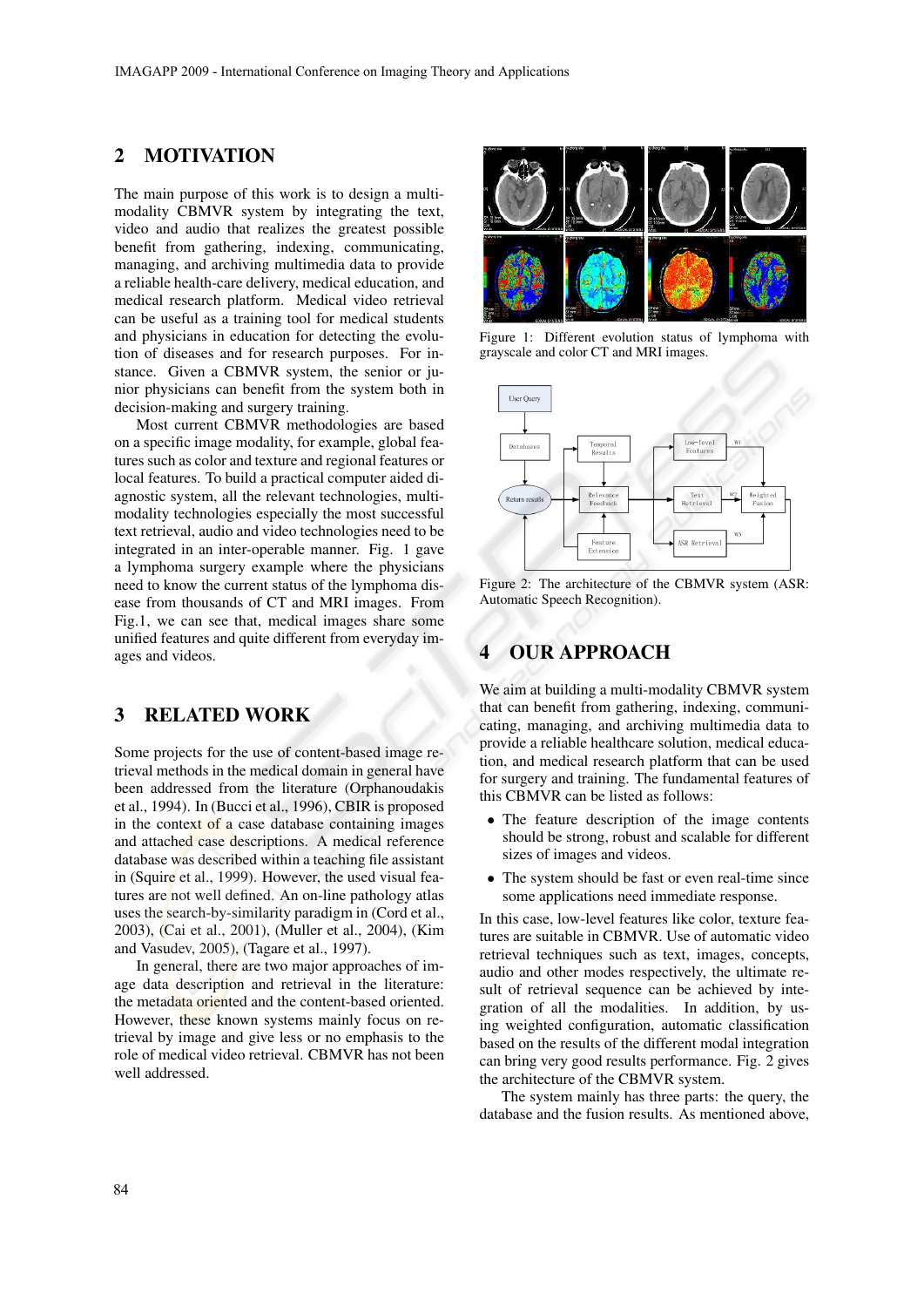## 2 MOTIVATION

The main purpose of this work is to design a multi-modality CBMVR system by integrating the text, video and audio that realizes the greatest possible benefit from gathering, indexing, communicating, managing, and archiving multimedia data to provide a reliable health-care delivery, medical education, and medical research platform. Medical video retrieval can be useful as a training tool for medical students and physicians in education for detecting the evolution of diseases and for research purposes. For instance. Given a CBMVR system, the senior or junior physicians can benefit from the system both in decision-making and surgery training.

Most current CBMVR methodologies are based on a specific image modality, for example, global features such as color and texture and regional features or local features. To build a practical computer aided diagnostic system, all the relevant technologies, multi-modality technologies especially the most successful text retrieval, audio and video technologies need to be integrated in an inter-operable manner. Fig. 1 gave a lymphoma surgery example where the physicians need to know the current status of the lymphoma disease from thousands of CT and MRI images. From Fig.1, we can see that, medical images share some unified features and quite different from everyday images and videos.

Figure 1: Different evolution status of lymphoma with grayscale and color CT and MRI images.

Figure 2: The architecture of the CBMVR system (ASR: Automatic Speech Recognition).

## 3 RELATED WORK

Some projects for the use of content-based image retrieval methods in the medical domain in general have been addressed from the literature (Orphanoudakis et al., 1994). In (Bucci et al., 1996), CBIR is proposed in the context of a case database containing images and attached case descriptions. A medical reference database was described within a teaching file assistant in (Squire et al., 1999). However, the used visual features are not well defined. An on-line pathology atlas uses the search-by-similarity paradigm in (Cord et al., 2003), (Cai et al., 2001), (Muller et al., 2004), (Kim and Vasudev, 2005), (Tagare et al., 1997).

In general, there are two major approaches of image data description and retrieval in the literature: the metadata oriented and the content-based oriented. However, these known systems mainly focus on retrieval by image and give less or no emphasis to the role of medical video retrieval. CBMVR has not been well addressed.

## 4 OUR APPROACH

We aim at building a multi-modality CBMVR system that can benefit from gathering, indexing, communicating, managing, and archiving multimedia data to provide a reliable healthcare solution, medical education, and medical research platform that can be used for surgery and training. The fundamental features of this CBMVR can be listed as follows:

- The feature description of the image contents should be strong, robust and scalable for different sizes of images and videos.
- The system should be fast or even real-time since some applications need immediate response.

In this case, low-level features like color, texture features are suitable in CBMVR. Use of automatic video retrieval techniques such as text, images, concepts, audio and other modes respectively, the ultimate result of retrieval sequence can be achieved by integration of all the modalities. In addition, by using weighted configuration, automatic classification based on the results of the different modal integration can bring very good results performance. Fig. 2 gives the architecture of the CBMVR system.

The system mainly has three parts: the query, the database and the fusion results. As mentioned above,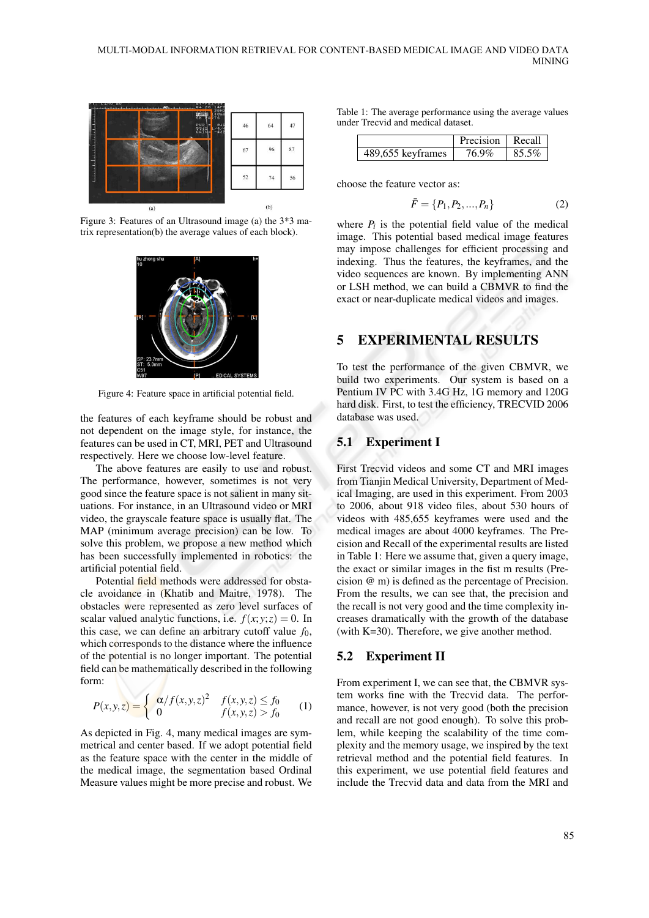Figure 3: Features of an Ultrasound image (a) the 3*3 matrix representation(b) the average values of each block).

Figure 4: Feature space in artificial potential field.

the features of each keyframe should be robust and not dependent on the image style, for instance, the features can be used in CT, MRI, PET and Ultrasound respectively. Here we choose low-level feature.

The above features are easily to use and robust. The performance, however, sometimes is not very good since the feature space is not salient in many situations. For instance, in an Ultrasound video or MRI video, the grayscale feature space is usually flat. The MAP (minimum average precision) can be low. To solve this problem, we propose a new method which has been successfully implemented in robotics: the artificial potential field.

Potential field methods were addressed for obstacle avoidance in (Khatib and Maitre, 1978). The obstacles were represented as zero level surfaces of scalar valued analytic functions, i.e. $f(x;y;z) = 0$. In this case, we can define an arbitrary cutoff value $f_0$, which corresponds to the distance where the influence of the potential is no longer important. The potential field can be mathematically described in the following form:

$$P(x,y,z) = \begin{cases} \alpha / f(x,y,z)^2 & f(x,y,z) \leq f_0 \\ 0 & f(x,y,z) > f_0 \end{cases} \quad (1)$$

As depicted in Fig. 4, many medical images are symmetrical and center based. If we adopt potential field as the feature space with the center in the middle of the medical image, the segmentation based Ordinal Measure values might be more precise and robust. We choose the feature vector as:

$$\bar{F} = \{P_1, P_2, ..., P_n\} \quad (2)$$

where $P_i$ is the potential field value of the medical image. This potential based medical image features may impose challenges for efficient processing and indexing. Thus the features, the keyframes, and the video sequences are known. By implementing ANN or LSH method, we can build a CBMVR to find the exact or near-duplicate medical videos and images.

Table 1: The average performance using the average values under Trecvid and medical dataset.

| | Precision | Recall |
|---|---|---|
| 489,655 keyframes | 76.9% | 85.5% |

## 5 EXPERIMENTAL RESULTS

To test the performance of the given CBMVR, we build two experiments. Our system is based on a Pentium IV PC with 3.4G Hz, 1G memory and 120G hard disk. First, to test the efficiency, TRECVID 2006 database was used.

### 5.1 Experiment I

First Trecvid videos and some CT and MRI images from Tianjin Medical University, Department of Medical Imaging, are used in this experiment. From 2003 to 2006, about 918 video files, about 530 hours of videos with 485,655 keyframes were used and the medical images are about 4000 keyframes. The Precision and Recall of the experimental results are listed in Table 1: Here we assume that, given a query image, the exact or similar images in the fist m results (Precision @ m) is defined as the percentage of Precision. From the results, we can see that, the precision and the recall is not very good and the time complexity increases dramatically with the growth of the database (with K=30). Therefore, we give another method.

### 5.2 Experiment II

From experiment I, we can see that, the CBMVR system works fine with the Trecvid data. The performance, however, is not very good (both the precision and recall are not good enough). To solve this problem, while keeping the scalability of the time complexity and the memory usage, we inspired by the text retrieval method and the potential field features. In this experiment, we use potential field features and include the Trecvid data and data from the MRI and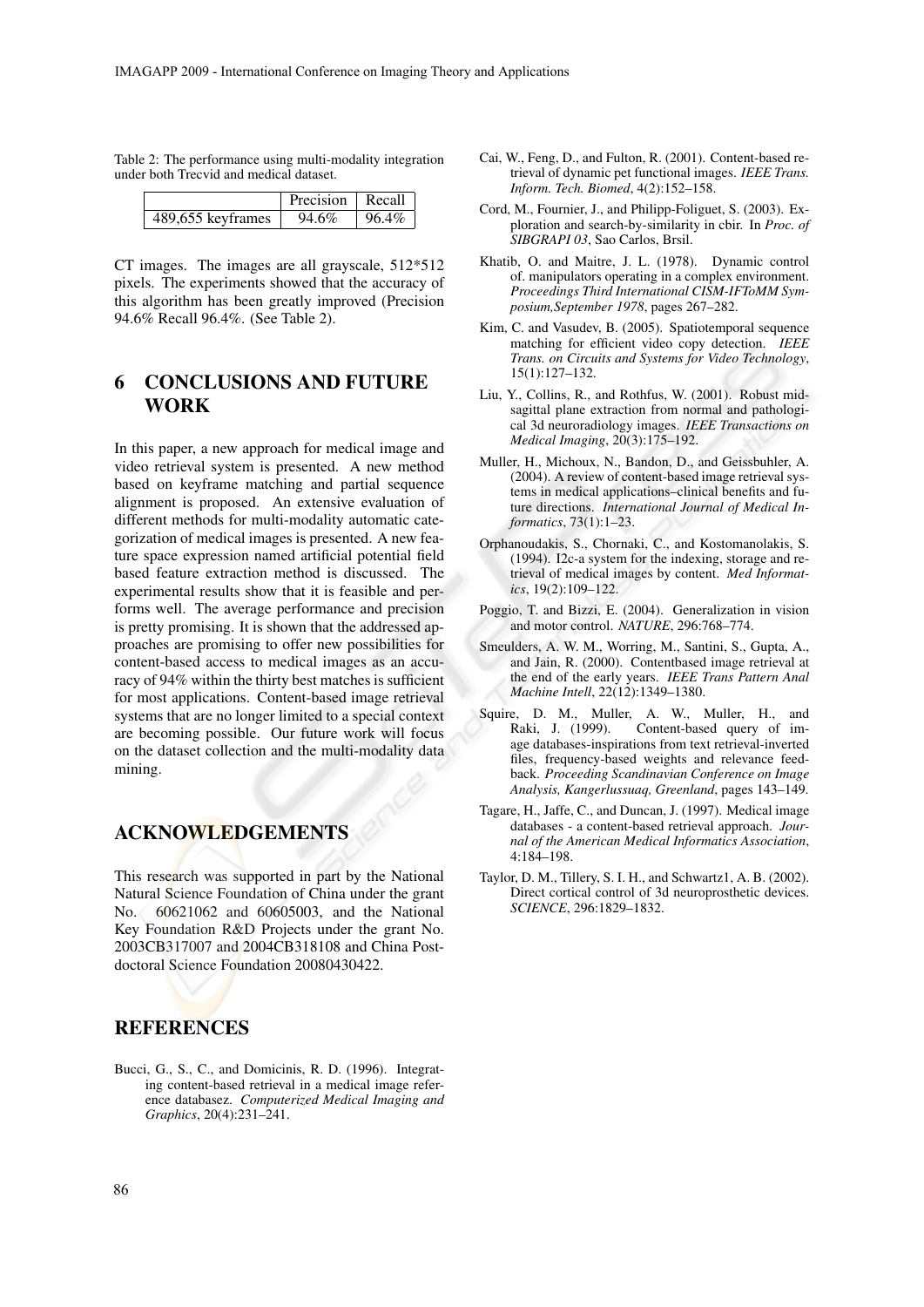Table 2: The performance using multi-modality integration under both Trecvid and medical dataset.

| | Precision | Recall |
|---|---|---|
| 489,655 keyframes | 94.6% | 96.4% |

CT images. The images are all grayscale, 512*512 pixels. The experiments showed that the accuracy of this algorithm has been greatly improved (Precision 94.6% Recall 96.4%. (See Table 2).

## 6 CONCLUSIONS AND FUTURE WORK

In this paper, a new approach for medical image and video retrieval system is presented. A new method based on keyframe matching and partial sequence alignment is proposed. An extensive evaluation of different methods for multi-modality automatic categorization of medical images is presented. A new feature space expression named artificial potential field based feature extraction method is discussed. The experimental results show that it is feasible and performs well. The average performance and precision is pretty promising. It is shown that the addressed approaches are promising to offer new possibilities for content-based access to medical images as an accuracy of 94% within the thirty best matches is sufficient for most applications. Content-based image retrieval systems that are no longer limited to a special context are becoming possible. Our future work will focus on the dataset collection and the multi-modality data mining.

## ACKNOWLEDGEMENTS

This research was supported in part by the National Natural Science Foundation of China under the grant No. 60621062 and 60605003, and the National Key Foundation R&D Projects under the grant No. 2003CB317007 and 2004CB318108 and China Postdoctoral Science Foundation 20080430422.

## REFERENCES

Bucci, G., S., C., and Domicinis, R. D. (1996). Integrating content-based retrieval in a medical image reference databasez. *Computerized Medical Imaging and Graphics*, 20(4):231–241.

Cai, W., Feng, D., and Fulton, R. (2001). Content-based retrieval of dynamic pet functional images. *IEEE Trans. Inform. Tech. Biomed*, 4(2):152–158.

Cord, M., Fournier, J., and Philipp-Foliguet, S. (2003). Exploration and search-by-similarity in cbir. In *Proc. of SIBGRAPI 03*, Sao Carlos, Brsil.

Khatib, O. and Maitre, J. L. (1978). Dynamic control of. manipulators operating in a complex environment. *Proceedings Third International CISM-IFToMM Symposium,September 1978*, pages 267–282.

Kim, C. and Vasudev, B. (2005). Spatiotemporal sequence matching for efficient video copy detection. *IEEE Trans. on Circuits and Systems for Video Technology*, 15(1):127–132.

Liu, Y., Collins, R., and Rothfus, W. (2001). Robust midsagittal plane extraction from normal and pathological 3d neuroradiology images. *IEEE Transactions on Medical Imaging*, 20(3):175–192.

Muller, H., Michoux, N., Bandon, D., and Geissbuhler, A. (2004). A review of content-based image retrieval systems in medical applications–clinical benefits and future directions. *International Journal of Medical Informatics*, 73(1):1–23.

Orphanoudakis, S., Chornaki, C., and Kostomanolakis, S. (1994). I2c-a system for the indexing, storage and retrieval of medical images by content. *Med Informatics*, 19(2):109–122.

Poggio, T. and Bizzi, E. (2004). Generalization in vision and motor control. *NATURE*, 296:768–774.

Smeulders, A. W. M., Worring, M., Santini, S., Gupta, A., and Jain, R. (2000). Contentbased image retrieval at the end of the early years. *IEEE Trans Pattern Anal Machine Intell*, 22(12):1349–1380.

Squire, D. M., Muller, A. W., Muller, H., and Raki, J. (1999). Content-based query of image databases-inspirations from text retrieval-inverted files, frequency-based weights and relevance feedback. *Proceeding Scandinavian Conference on Image Analysis, Kangerlussuaq, Greenland*, pages 143–149.

Tagare, H., Jaffe, C., and Duncan, J. (1997). Medical image databases - a content-based retrieval approach. *Journal of the American Medical Informatics Association*, 4:184–198.

Taylor, D. M., Tillery, S. I. H., and Schwartz1, A. B. (2002). Direct cortical control of 3d neuroprosthetic devices. *SCIENCE*, 296:1829–1832.